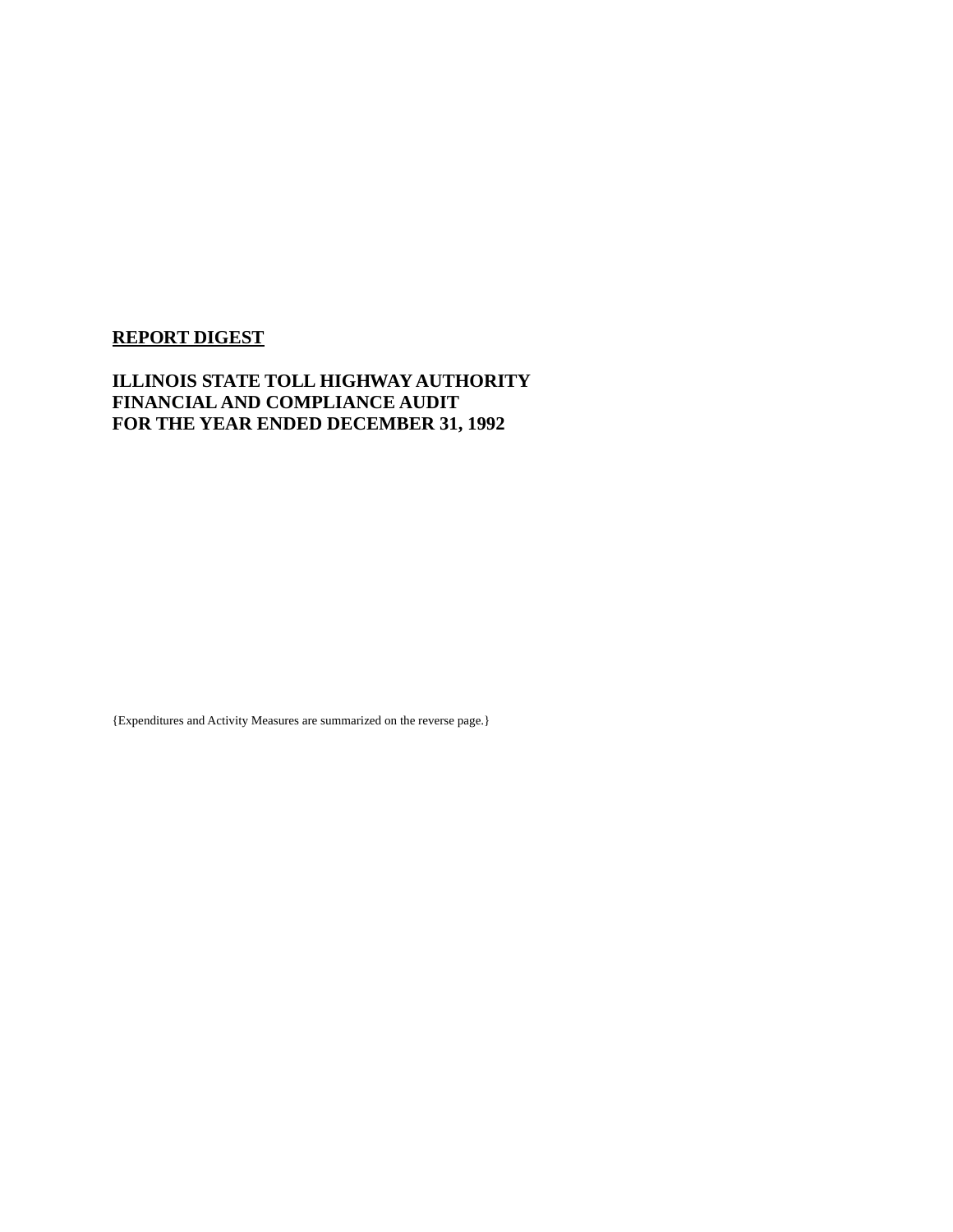# REPORT DIGEST

## ILLINOIS STATE TOLL HIGHWAY AUTHORITY
## FINANCIAL AND COMPLIANCE AUDIT
## FOR THE YEAR ENDED DECEMBER 31, 1992

{Expenditures and Activity Measures are summarized on the reverse page.}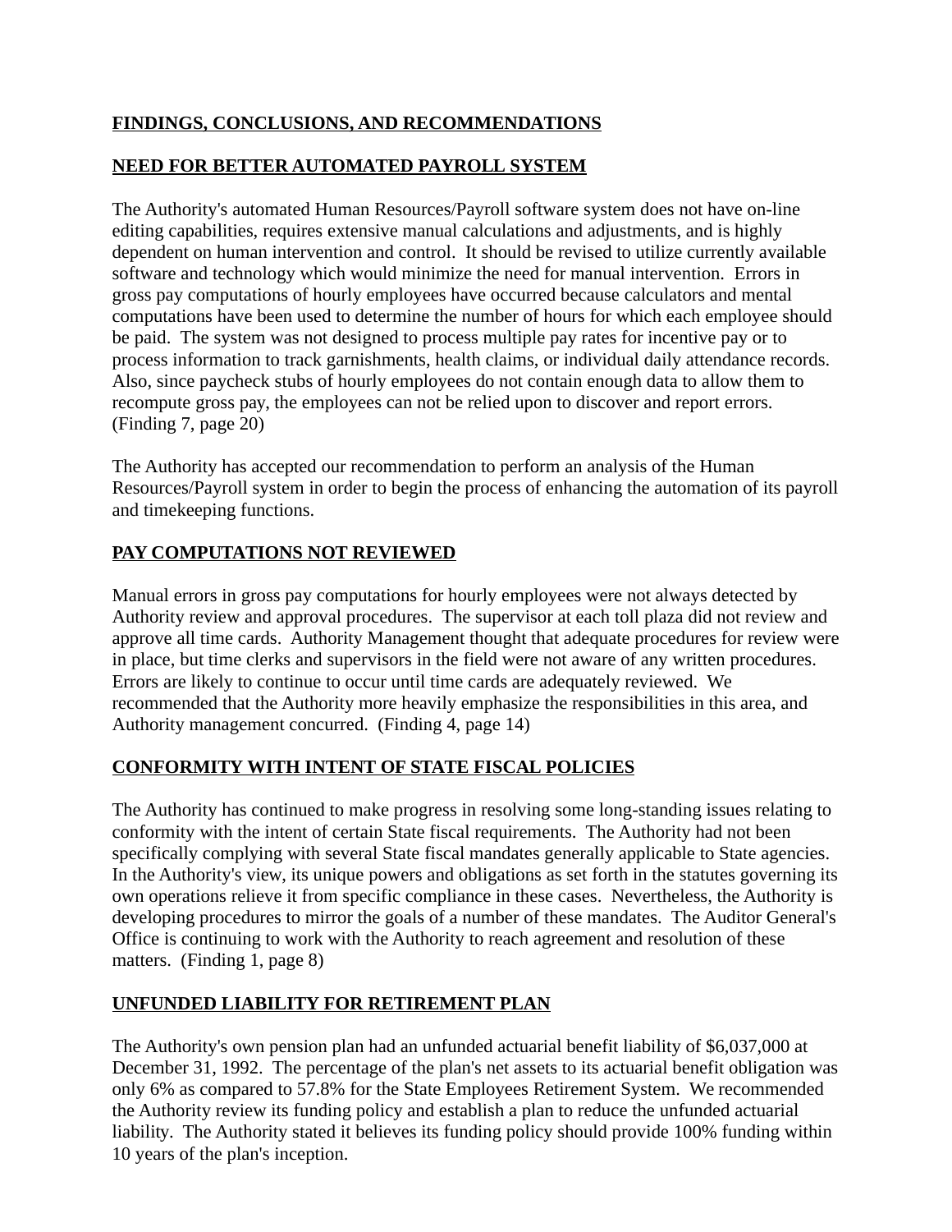## FINDINGS, CONCLUSIONS, AND RECOMMENDATIONS

### NEED FOR BETTER AUTOMATED PAYROLL SYSTEM

The Authority's automated Human Resources/Payroll software system does not have on-line editing capabilities, requires extensive manual calculations and adjustments, and is highly dependent on human intervention and control. It should be revised to utilize currently available software and technology which would minimize the need for manual intervention. Errors in gross pay computations of hourly employees have occurred because calculators and mental computations have been used to determine the number of hours for which each employee should be paid. The system was not designed to process multiple pay rates for incentive pay or to process information to track garnishments, health claims, or individual daily attendance records. Also, since paycheck stubs of hourly employees do not contain enough data to allow them to recompute gross pay, the employees can not be relied upon to discover and report errors. (Finding 7, page 20)

The Authority has accepted our recommendation to perform an analysis of the Human Resources/Payroll system in order to begin the process of enhancing the automation of its payroll and timekeeping functions.

### PAY COMPUTATIONS NOT REVIEWED

Manual errors in gross pay computations for hourly employees were not always detected by Authority review and approval procedures. The supervisor at each toll plaza did not review and approve all time cards. Authority Management thought that adequate procedures for review were in place, but time clerks and supervisors in the field were not aware of any written procedures. Errors are likely to continue to occur until time cards are adequately reviewed. We recommended that the Authority more heavily emphasize the responsibilities in this area, and Authority management concurred. (Finding 4, page 14)

### CONFORMITY WITH INTENT OF STATE FISCAL POLICIES

The Authority has continued to make progress in resolving some long-standing issues relating to conformity with the intent of certain State fiscal requirements. The Authority had not been specifically complying with several State fiscal mandates generally applicable to State agencies. In the Authority's view, its unique powers and obligations as set forth in the statutes governing its own operations relieve it from specific compliance in these cases. Nevertheless, the Authority is developing procedures to mirror the goals of a number of these mandates. The Auditor General's Office is continuing to work with the Authority to reach agreement and resolution of these matters. (Finding 1, page 8)

### UNFUNDED LIABILITY FOR RETIREMENT PLAN

The Authority's own pension plan had an unfunded actuarial benefit liability of $6,037,000 at December 31, 1992. The percentage of the plan's net assets to its actuarial benefit obligation was only 6% as compared to 57.8% for the State Employees Retirement System. We recommended the Authority review its funding policy and establish a plan to reduce the unfunded actuarial liability. The Authority stated it believes its funding policy should provide 100% funding within 10 years of the plan's inception.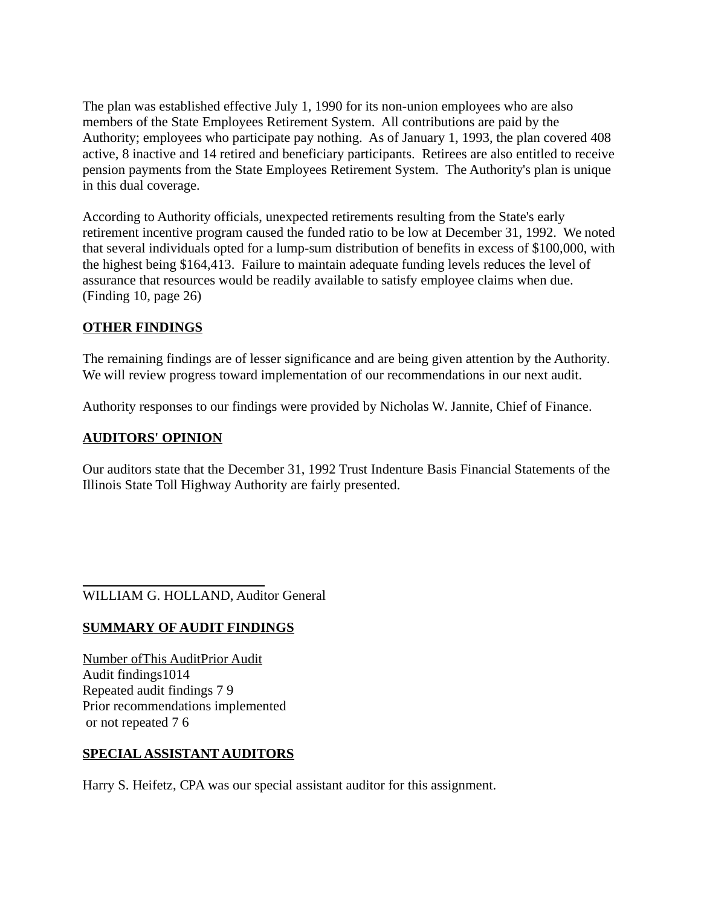The plan was established effective July 1, 1990 for its non-union employees who are also members of the State Employees Retirement System. All contributions are paid by the Authority; employees who participate pay nothing. As of January 1, 1993, the plan covered 408 active, 8 inactive and 14 retired and beneficiary participants. Retirees are also entitled to receive pension payments from the State Employees Retirement System. The Authority's plan is unique in this dual coverage.

According to Authority officials, unexpected retirements resulting from the State's early retirement incentive program caused the funded ratio to be low at December 31, 1992. We noted that several individuals opted for a lump-sum distribution of benefits in excess of $100,000, with the highest being $164,413. Failure to maintain adequate funding levels reduces the level of assurance that resources would be readily available to satisfy employee claims when due. (Finding 10, page 26)

## OTHER FINDINGS

The remaining findings are of lesser significance and are being given attention by the Authority. We will review progress toward implementation of our recommendations in our next audit.

Authority responses to our findings were provided by Nicholas W. Jannite, Chief of Finance.

## AUDITORS' OPINION

Our auditors state that the December 31, 1992 Trust Indenture Basis Financial Statements of the Illinois State Toll Highway Authority are fairly presented.

WILLIAM G. HOLLAND, Auditor General

## SUMMARY OF AUDIT FINDINGS

| Number of | This Audit | Prior Audit |
|---|---|---|
| Audit findings | 10 | 14 |
| Repeated audit findings | 7 | 9 |
| Prior recommendations implemented or not repeated | 7 | 6 |

## SPECIAL ASSISTANT AUDITORS

Harry S. Heifetz, CPA was our special assistant auditor for this assignment.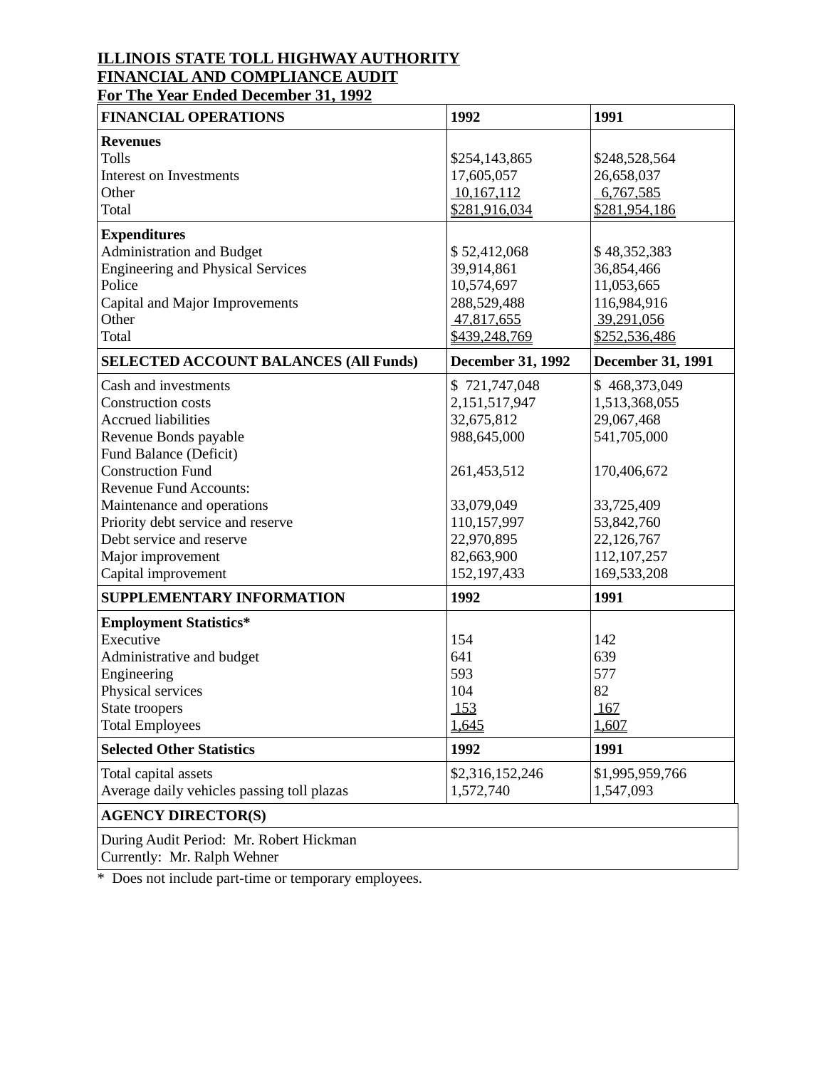**ILLINOIS STATE TOLL HIGHWAY AUTHORITY**
**FINANCIAL AND COMPLIANCE AUDIT**
**For The Year Ended December 31, 1992**

| **FINANCIAL OPERATIONS** | **1992** | **1991** |
|---|---|---|
| **Revenues** | | |
| Tolls | $254,143,865 | $248,528,564 |
| Interest on Investments | 17,605,057 | 26,658,037 |
| Other | 10,167,112 | 6,767,585 |
| Total | $281,916,034 | $281,954,186 |
| **Expenditures** | | |
| Administration and Budget | $ 52,412,068 | $ 48,352,383 |
| Engineering and Physical Services | 39,914,861 | 36,854,466 |
| Police | 10,574,697 | 11,053,665 |
| Capital and Major Improvements | 288,529,488 | 116,984,916 |
| Other | 47,817,655 | 39,291,056 |
| Total | $439,248,769 | $252,536,486 |
| **SELECTED ACCOUNT BALANCES (All Funds)** | **December 31, 1992** | **December 31, 1991** |
| Cash and investments | $ 721,747,048 | $ 468,373,049 |
| Construction costs | 2,151,517,947 | 1,513,368,055 |
| Accrued liabilities | 32,675,812 | 29,067,468 |
| Revenue Bonds payable | 988,645,000 | 541,705,000 |
| Fund Balance (Deficit) | | |
| Construction Fund | 261,453,512 | 170,406,672 |
| Revenue Fund Accounts: | | |
| Maintenance and operations | 33,079,049 | 33,725,409 |
| Priority debt service and reserve | 110,157,997 | 53,842,760 |
| Debt service and reserve | 22,970,895 | 22,126,767 |
| Major improvement | 82,663,900 | 112,107,257 |
| Capital improvement | 152,197,433 | 169,533,208 |
| **SUPPLEMENTARY INFORMATION** | **1992** | **1991** |
| **Employment Statistics*** | | |
| Executive | 154 | 142 |
| Administrative and budget | 641 | 639 |
| Engineering | 593 | 577 |
| Physical services | 104 | 82 |
| State troopers | 153 | 167 |
| Total Employees | 1,645 | 1,607 |
| **Selected Other Statistics** | **1992** | **1991** |
| Total capital assets | $2,316,152,246 | $1,995,959,766 |
| Average daily vehicles passing toll plazas | 1,572,740 | 1,547,093 |

| **AGENCY DIRECTOR(S)** |
|---|
| During Audit Period: Mr. Robert Hickman<br>Currently: Mr. Ralph Wehner |

* Does not include part-time or temporary employees.